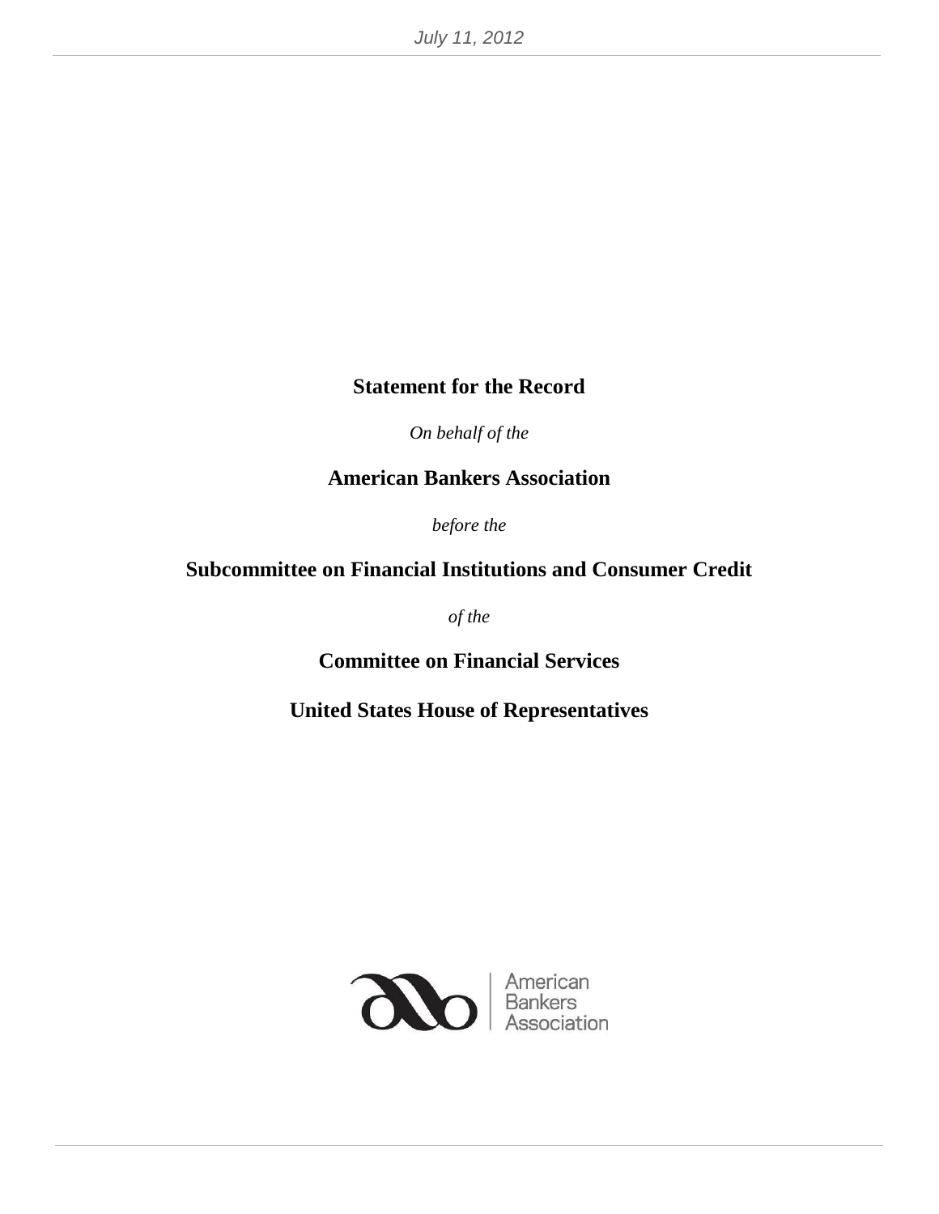July 11, 2012

# Statement for the Record

*On behalf of the*

## American Bankers Association

*before the*

## Subcommittee on Financial Institutions and Consumer Credit

*of the*

## Committee on Financial Services

## United States House of Representatives

American Bankers Association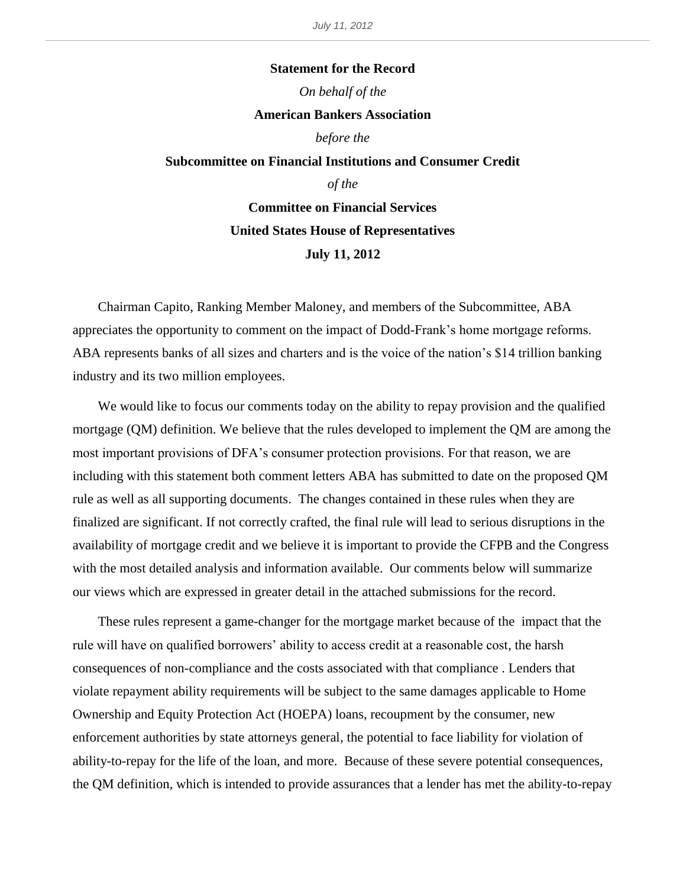**Statement for the Record**

*On behalf of the*

**American Bankers Association**

*before the*

**Subcommittee on Financial Institutions and Consumer Credit**

*of the*

**Committee on Financial Services**

**United States House of Representatives**

**July 11, 2012**

Chairman Capito, Ranking Member Maloney, and members of the Subcommittee, ABA appreciates the opportunity to comment on the impact of Dodd-Frank's home mortgage reforms. ABA represents banks of all sizes and charters and is the voice of the nation's $14 trillion banking industry and its two million employees.

We would like to focus our comments today on the ability to repay provision and the qualified mortgage (QM) definition. We believe that the rules developed to implement the QM are among the most important provisions of DFA's consumer protection provisions. For that reason, we are including with this statement both comment letters ABA has submitted to date on the proposed QM rule as well as all supporting documents. The changes contained in these rules when they are finalized are significant. If not correctly crafted, the final rule will lead to serious disruptions in the availability of mortgage credit and we believe it is important to provide the CFPB and the Congress with the most detailed analysis and information available. Our comments below will summarize our views which are expressed in greater detail in the attached submissions for the record.

These rules represent a game-changer for the mortgage market because of the impact that the rule will have on qualified borrowers' ability to access credit at a reasonable cost, the harsh consequences of non-compliance and the costs associated with that compliance . Lenders that violate repayment ability requirements will be subject to the same damages applicable to Home Ownership and Equity Protection Act (HOEPA) loans, recoupment by the consumer, new enforcement authorities by state attorneys general, the potential to face liability for violation of ability-to-repay for the life of the loan, and more. Because of these severe potential consequences, the QM definition, which is intended to provide assurances that a lender has met the ability-to-repay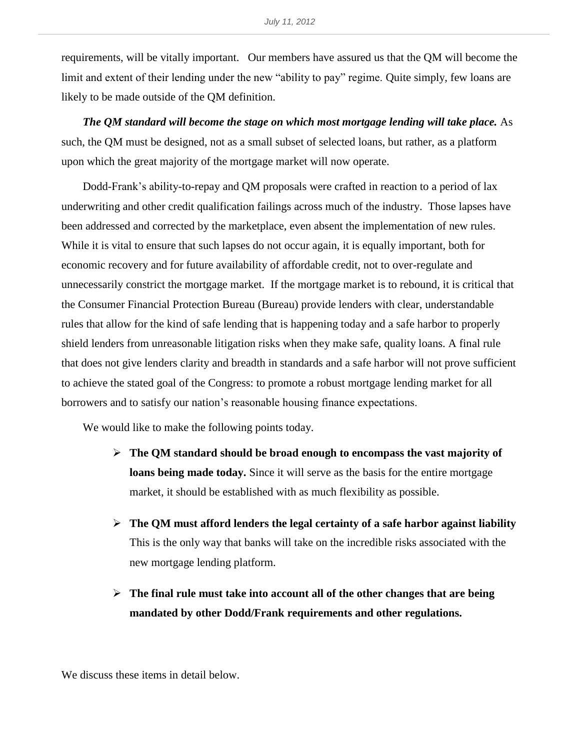requirements, will be vitally important. Our members have assured us that the QM will become the limit and extent of their lending under the new "ability to pay" regime. Quite simply, few loans are likely to be made outside of the QM definition.

***The QM standard will become the stage on which most mortgage lending will take place.*** As such, the QM must be designed, not as a small subset of selected loans, but rather, as a platform upon which the great majority of the mortgage market will now operate.

Dodd-Frank's ability-to-repay and QM proposals were crafted in reaction to a period of lax underwriting and other credit qualification failings across much of the industry. Those lapses have been addressed and corrected by the marketplace, even absent the implementation of new rules. While it is vital to ensure that such lapses do not occur again, it is equally important, both for economic recovery and for future availability of affordable credit, not to over-regulate and unnecessarily constrict the mortgage market. If the mortgage market is to rebound, it is critical that the Consumer Financial Protection Bureau (Bureau) provide lenders with clear, understandable rules that allow for the kind of safe lending that is happening today and a safe harbor to properly shield lenders from unreasonable litigation risks when they make safe, quality loans. A final rule that does not give lenders clarity and breadth in standards and a safe harbor will not prove sufficient to achieve the stated goal of the Congress: to promote a robust mortgage lending market for all borrowers and to satisfy our nation's reasonable housing finance expectations.

We would like to make the following points today.

- **The QM standard should be broad enough to encompass the vast majority of loans being made today.** Since it will serve as the basis for the entire mortgage market, it should be established with as much flexibility as possible.

- **The QM must afford lenders the legal certainty of a safe harbor against liability** This is the only way that banks will take on the incredible risks associated with the new mortgage lending platform.

- **The final rule must take into account all of the other changes that are being mandated by other Dodd/Frank requirements and other regulations.**

We discuss these items in detail below.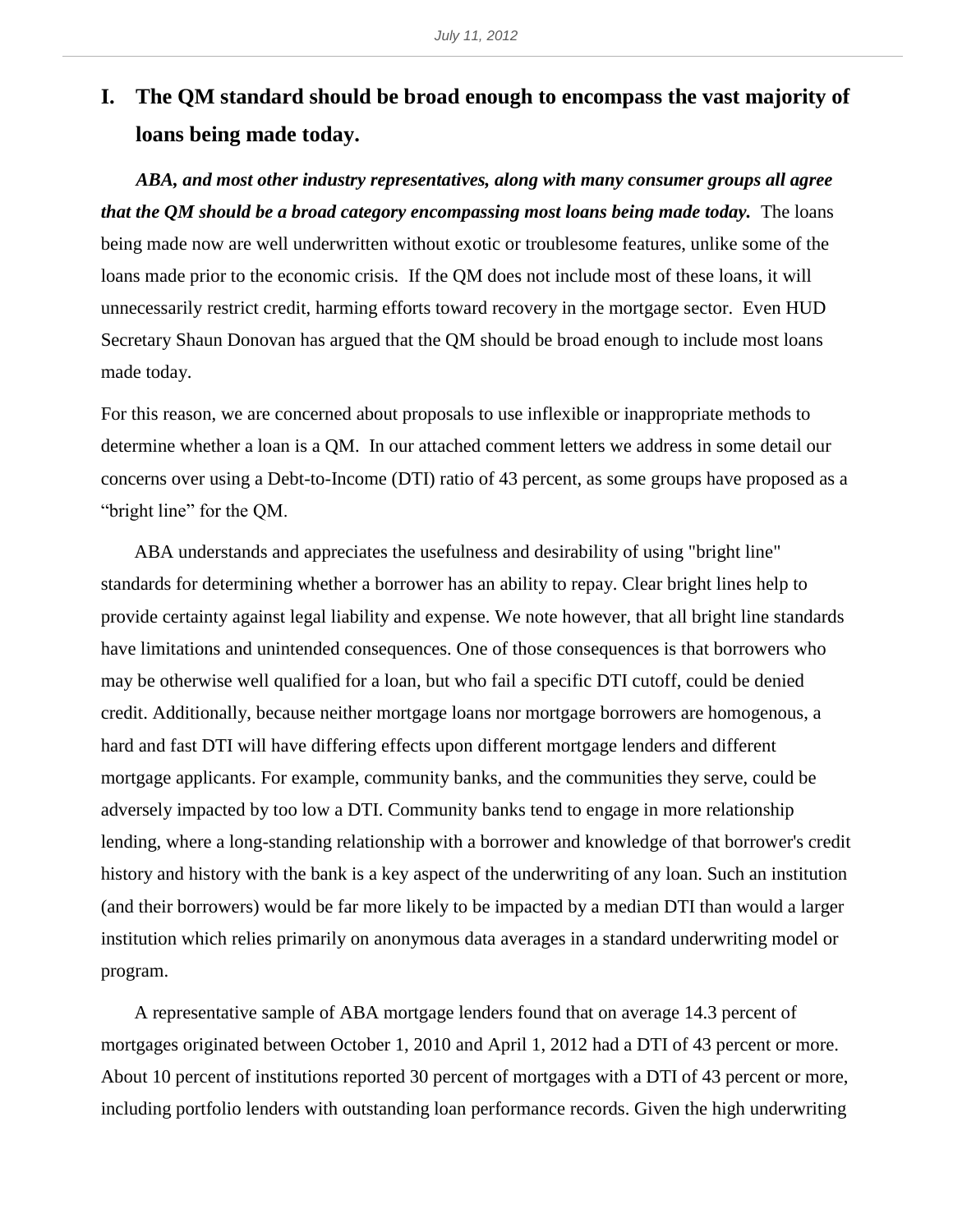## I. The QM standard should be broad enough to encompass the vast majority of loans being made today.

***ABA, and most other industry representatives, along with many consumer groups all agree that the QM should be a broad category encompassing most loans being made today.*** The loans being made now are well underwritten without exotic or troublesome features, unlike some of the loans made prior to the economic crisis. If the QM does not include most of these loans, it will unnecessarily restrict credit, harming efforts toward recovery in the mortgage sector. Even HUD Secretary Shaun Donovan has argued that the QM should be broad enough to include most loans made today.

For this reason, we are concerned about proposals to use inflexible or inappropriate methods to determine whether a loan is a QM. In our attached comment letters we address in some detail our concerns over using a Debt-to-Income (DTI) ratio of 43 percent, as some groups have proposed as a "bright line" for the QM.

ABA understands and appreciates the usefulness and desirability of using "bright line" standards for determining whether a borrower has an ability to repay. Clear bright lines help to provide certainty against legal liability and expense. We note however, that all bright line standards have limitations and unintended consequences. One of those consequences is that borrowers who may be otherwise well qualified for a loan, but who fail a specific DTI cutoff, could be denied credit. Additionally, because neither mortgage loans nor mortgage borrowers are homogenous, a hard and fast DTI will have differing effects upon different mortgage lenders and different mortgage applicants. For example, community banks, and the communities they serve, could be adversely impacted by too low a DTI. Community banks tend to engage in more relationship lending, where a long-standing relationship with a borrower and knowledge of that borrower's credit history and history with the bank is a key aspect of the underwriting of any loan. Such an institution (and their borrowers) would be far more likely to be impacted by a median DTI than would a larger institution which relies primarily on anonymous data averages in a standard underwriting model or program.

A representative sample of ABA mortgage lenders found that on average 14.3 percent of mortgages originated between October 1, 2010 and April 1, 2012 had a DTI of 43 percent or more. About 10 percent of institutions reported 30 percent of mortgages with a DTI of 43 percent or more, including portfolio lenders with outstanding loan performance records. Given the high underwriting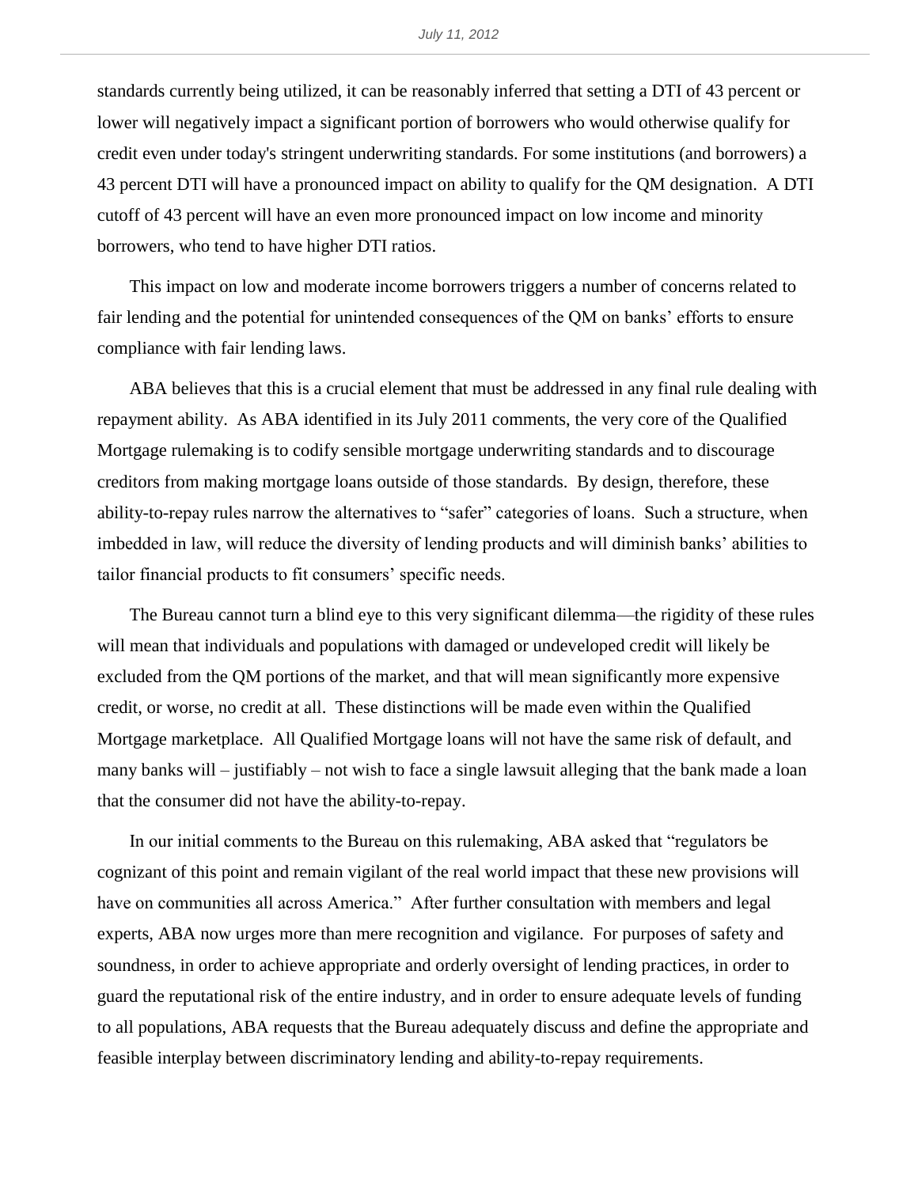standards currently being utilized, it can be reasonably inferred that setting a DTI of 43 percent or lower will negatively impact a significant portion of borrowers who would otherwise qualify for credit even under today's stringent underwriting standards. For some institutions (and borrowers) a 43 percent DTI will have a pronounced impact on ability to qualify for the QM designation. A DTI cutoff of 43 percent will have an even more pronounced impact on low income and minority borrowers, who tend to have higher DTI ratios.

This impact on low and moderate income borrowers triggers a number of concerns related to fair lending and the potential for unintended consequences of the QM on banks' efforts to ensure compliance with fair lending laws.

ABA believes that this is a crucial element that must be addressed in any final rule dealing with repayment ability. As ABA identified in its July 2011 comments, the very core of the Qualified Mortgage rulemaking is to codify sensible mortgage underwriting standards and to discourage creditors from making mortgage loans outside of those standards. By design, therefore, these ability-to-repay rules narrow the alternatives to "safer" categories of loans. Such a structure, when imbedded in law, will reduce the diversity of lending products and will diminish banks' abilities to tailor financial products to fit consumers' specific needs.

The Bureau cannot turn a blind eye to this very significant dilemma—the rigidity of these rules will mean that individuals and populations with damaged or undeveloped credit will likely be excluded from the QM portions of the market, and that will mean significantly more expensive credit, or worse, no credit at all. These distinctions will be made even within the Qualified Mortgage marketplace. All Qualified Mortgage loans will not have the same risk of default, and many banks will – justifiably – not wish to face a single lawsuit alleging that the bank made a loan that the consumer did not have the ability-to-repay.

In our initial comments to the Bureau on this rulemaking, ABA asked that "regulators be cognizant of this point and remain vigilant of the real world impact that these new provisions will have on communities all across America." After further consultation with members and legal experts, ABA now urges more than mere recognition and vigilance. For purposes of safety and soundness, in order to achieve appropriate and orderly oversight of lending practices, in order to guard the reputational risk of the entire industry, and in order to ensure adequate levels of funding to all populations, ABA requests that the Bureau adequately discuss and define the appropriate and feasible interplay between discriminatory lending and ability-to-repay requirements.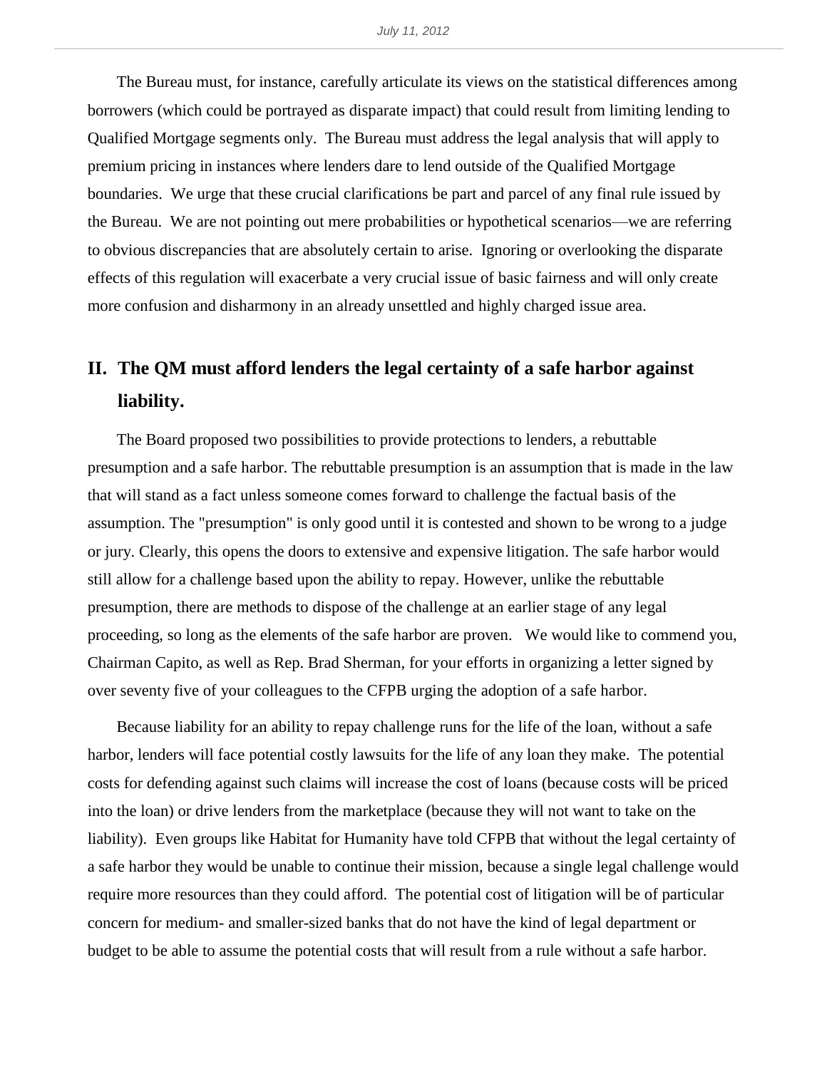The Bureau must, for instance, carefully articulate its views on the statistical differences among borrowers (which could be portrayed as disparate impact) that could result from limiting lending to Qualified Mortgage segments only. The Bureau must address the legal analysis that will apply to premium pricing in instances where lenders dare to lend outside of the Qualified Mortgage boundaries. We urge that these crucial clarifications be part and parcel of any final rule issued by the Bureau. We are not pointing out mere probabilities or hypothetical scenarios—we are referring to obvious discrepancies that are absolutely certain to arise. Ignoring or overlooking the disparate effects of this regulation will exacerbate a very crucial issue of basic fairness and will only create more confusion and disharmony in an already unsettled and highly charged issue area.

## II. The QM must afford lenders the legal certainty of a safe harbor against liability.

The Board proposed two possibilities to provide protections to lenders, a rebuttable presumption and a safe harbor. The rebuttable presumption is an assumption that is made in the law that will stand as a fact unless someone comes forward to challenge the factual basis of the assumption. The "presumption" is only good until it is contested and shown to be wrong to a judge or jury. Clearly, this opens the doors to extensive and expensive litigation. The safe harbor would still allow for a challenge based upon the ability to repay. However, unlike the rebuttable presumption, there are methods to dispose of the challenge at an earlier stage of any legal proceeding, so long as the elements of the safe harbor are proven. We would like to commend you, Chairman Capito, as well as Rep. Brad Sherman, for your efforts in organizing a letter signed by over seventy five of your colleagues to the CFPB urging the adoption of a safe harbor.

Because liability for an ability to repay challenge runs for the life of the loan, without a safe harbor, lenders will face potential costly lawsuits for the life of any loan they make. The potential costs for defending against such claims will increase the cost of loans (because costs will be priced into the loan) or drive lenders from the marketplace (because they will not want to take on the liability). Even groups like Habitat for Humanity have told CFPB that without the legal certainty of a safe harbor they would be unable to continue their mission, because a single legal challenge would require more resources than they could afford. The potential cost of litigation will be of particular concern for medium- and smaller-sized banks that do not have the kind of legal department or budget to be able to assume the potential costs that will result from a rule without a safe harbor.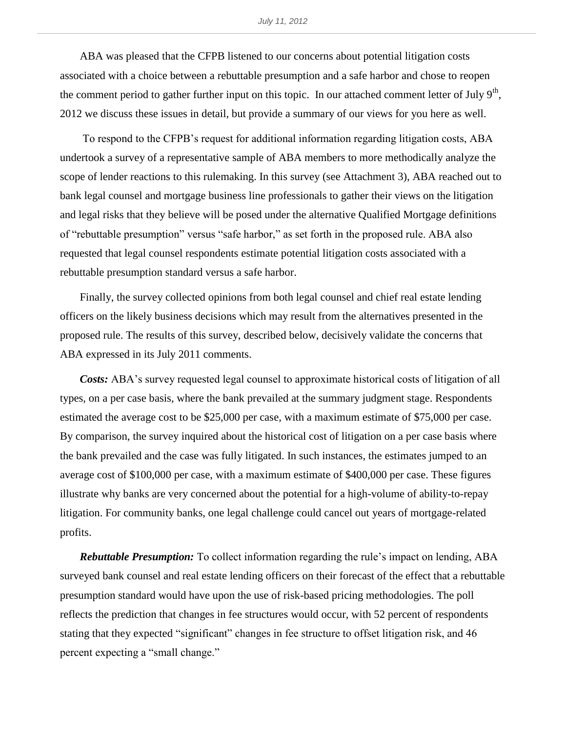ABA was pleased that the CFPB listened to our concerns about potential litigation costs associated with a choice between a rebuttable presumption and a safe harbor and chose to reopen the comment period to gather further input on this topic. In our attached comment letter of July 9th, 2012 we discuss these issues in detail, but provide a summary of our views for you here as well.

To respond to the CFPB's request for additional information regarding litigation costs, ABA undertook a survey of a representative sample of ABA members to more methodically analyze the scope of lender reactions to this rulemaking. In this survey (see Attachment 3), ABA reached out to bank legal counsel and mortgage business line professionals to gather their views on the litigation and legal risks that they believe will be posed under the alternative Qualified Mortgage definitions of "rebuttable presumption" versus "safe harbor," as set forth in the proposed rule. ABA also requested that legal counsel respondents estimate potential litigation costs associated with a rebuttable presumption standard versus a safe harbor.

Finally, the survey collected opinions from both legal counsel and chief real estate lending officers on the likely business decisions which may result from the alternatives presented in the proposed rule. The results of this survey, described below, decisively validate the concerns that ABA expressed in its July 2011 comments.

***Costs:*** ABA's survey requested legal counsel to approximate historical costs of litigation of all types, on a per case basis, where the bank prevailed at the summary judgment stage. Respondents estimated the average cost to be $25,000 per case, with a maximum estimate of $75,000 per case. By comparison, the survey inquired about the historical cost of litigation on a per case basis where the bank prevailed and the case was fully litigated. In such instances, the estimates jumped to an average cost of $100,000 per case, with a maximum estimate of $400,000 per case. These figures illustrate why banks are very concerned about the potential for a high-volume of ability-to-repay litigation. For community banks, one legal challenge could cancel out years of mortgage-related profits.

***Rebuttable Presumption:*** To collect information regarding the rule's impact on lending, ABA surveyed bank counsel and real estate lending officers on their forecast of the effect that a rebuttable presumption standard would have upon the use of risk-based pricing methodologies. The poll reflects the prediction that changes in fee structures would occur, with 52 percent of respondents stating that they expected "significant" changes in fee structure to offset litigation risk, and 46 percent expecting a "small change."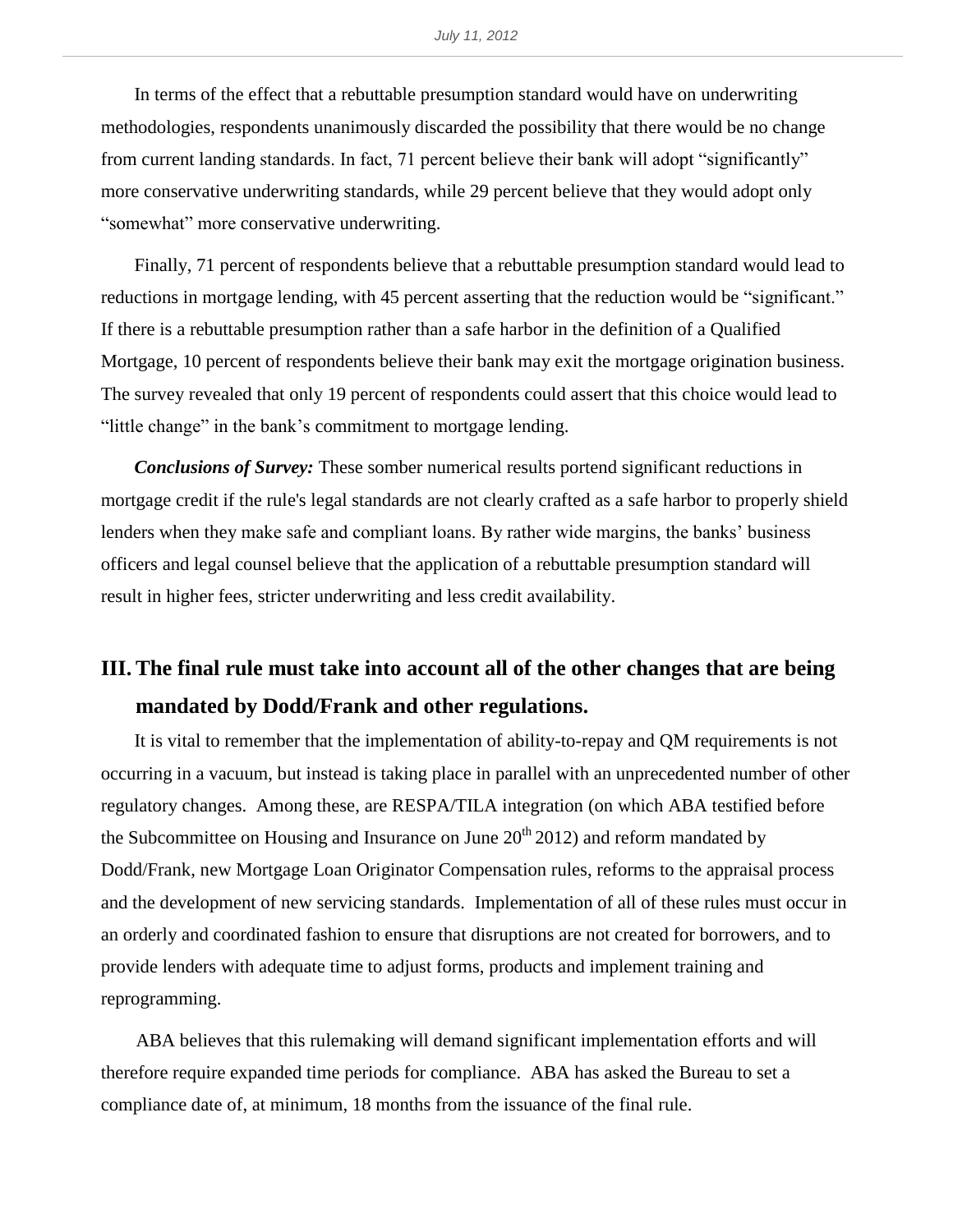In terms of the effect that a rebuttable presumption standard would have on underwriting methodologies, respondents unanimously discarded the possibility that there would be no change from current landing standards. In fact, 71 percent believe their bank will adopt "significantly" more conservative underwriting standards, while 29 percent believe that they would adopt only "somewhat" more conservative underwriting.

Finally, 71 percent of respondents believe that a rebuttable presumption standard would lead to reductions in mortgage lending, with 45 percent asserting that the reduction would be "significant." If there is a rebuttable presumption rather than a safe harbor in the definition of a Qualified Mortgage, 10 percent of respondents believe their bank may exit the mortgage origination business. The survey revealed that only 19 percent of respondents could assert that this choice would lead to "little change" in the bank's commitment to mortgage lending.

***Conclusions of Survey:*** These somber numerical results portend significant reductions in mortgage credit if the rule's legal standards are not clearly crafted as a safe harbor to properly shield lenders when they make safe and compliant loans. By rather wide margins, the banks' business officers and legal counsel believe that the application of a rebuttable presumption standard will result in higher fees, stricter underwriting and less credit availability.

## III. The final rule must take into account all of the other changes that are being mandated by Dodd/Frank and other regulations.

It is vital to remember that the implementation of ability-to-repay and QM requirements is not occurring in a vacuum, but instead is taking place in parallel with an unprecedented number of other regulatory changes. Among these, are RESPA/TILA integration (on which ABA testified before the Subcommittee on Housing and Insurance on June 20th 2012) and reform mandated by Dodd/Frank, new Mortgage Loan Originator Compensation rules, reforms to the appraisal process and the development of new servicing standards. Implementation of all of these rules must occur in an orderly and coordinated fashion to ensure that disruptions are not created for borrowers, and to provide lenders with adequate time to adjust forms, products and implement training and reprogramming.

ABA believes that this rulemaking will demand significant implementation efforts and will therefore require expanded time periods for compliance. ABA has asked the Bureau to set a compliance date of, at minimum, 18 months from the issuance of the final rule.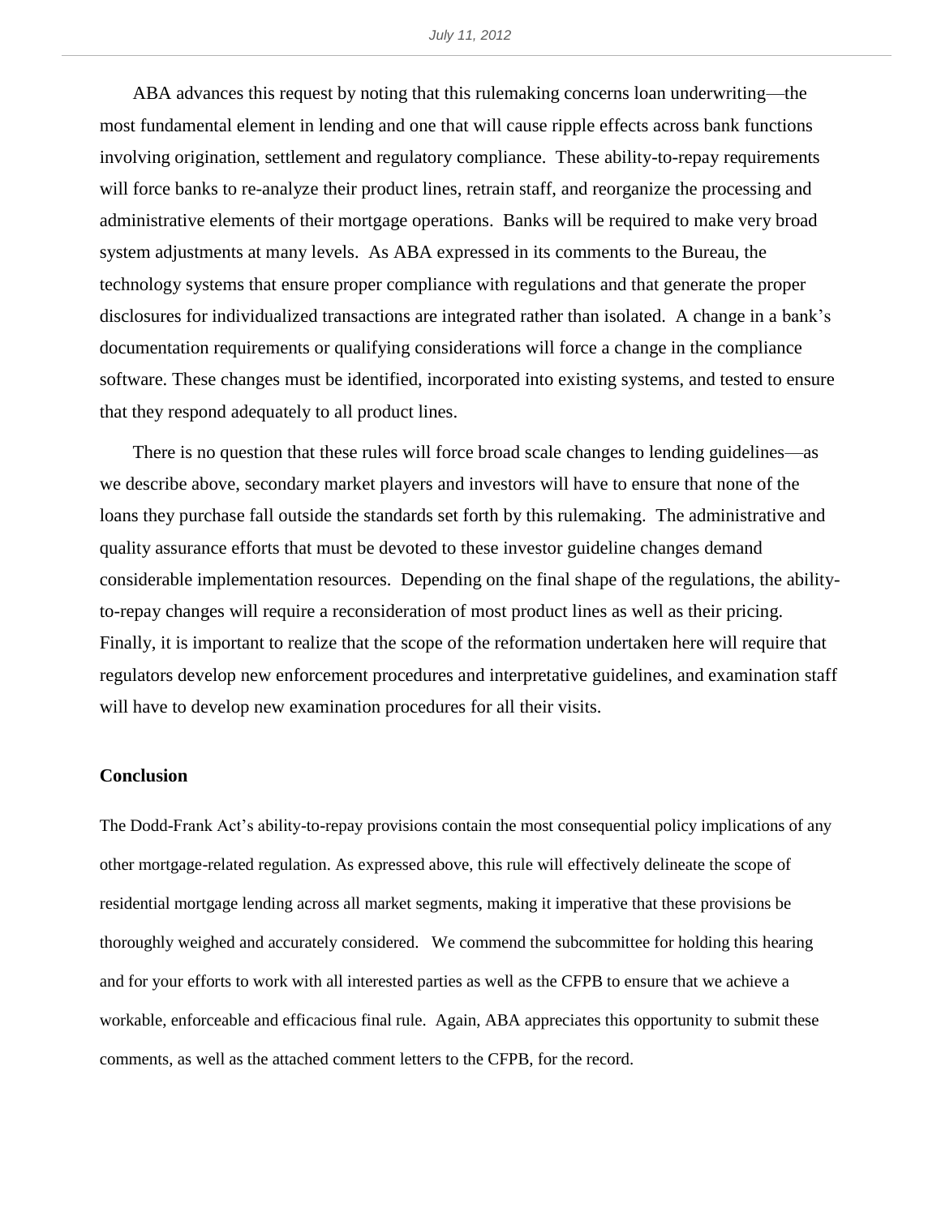ABA advances this request by noting that this rulemaking concerns loan underwriting—the most fundamental element in lending and one that will cause ripple effects across bank functions involving origination, settlement and regulatory compliance. These ability-to-repay requirements will force banks to re-analyze their product lines, retrain staff, and reorganize the processing and administrative elements of their mortgage operations. Banks will be required to make very broad system adjustments at many levels. As ABA expressed in its comments to the Bureau, the technology systems that ensure proper compliance with regulations and that generate the proper disclosures for individualized transactions are integrated rather than isolated. A change in a bank's documentation requirements or qualifying considerations will force a change in the compliance software. These changes must be identified, incorporated into existing systems, and tested to ensure that they respond adequately to all product lines.

There is no question that these rules will force broad scale changes to lending guidelines—as we describe above, secondary market players and investors will have to ensure that none of the loans they purchase fall outside the standards set forth by this rulemaking. The administrative and quality assurance efforts that must be devoted to these investor guideline changes demand considerable implementation resources. Depending on the final shape of the regulations, the ability-to-repay changes will require a reconsideration of most product lines as well as their pricing. Finally, it is important to realize that the scope of the reformation undertaken here will require that regulators develop new enforcement procedures and interpretative guidelines, and examination staff will have to develop new examination procedures for all their visits.

**Conclusion**

The Dodd-Frank Act's ability-to-repay provisions contain the most consequential policy implications of any other mortgage-related regulation. As expressed above, this rule will effectively delineate the scope of residential mortgage lending across all market segments, making it imperative that these provisions be thoroughly weighed and accurately considered. We commend the subcommittee for holding this hearing and for your efforts to work with all interested parties as well as the CFPB to ensure that we achieve a workable, enforceable and efficacious final rule. Again, ABA appreciates this opportunity to submit these comments, as well as the attached comment letters to the CFPB, for the record.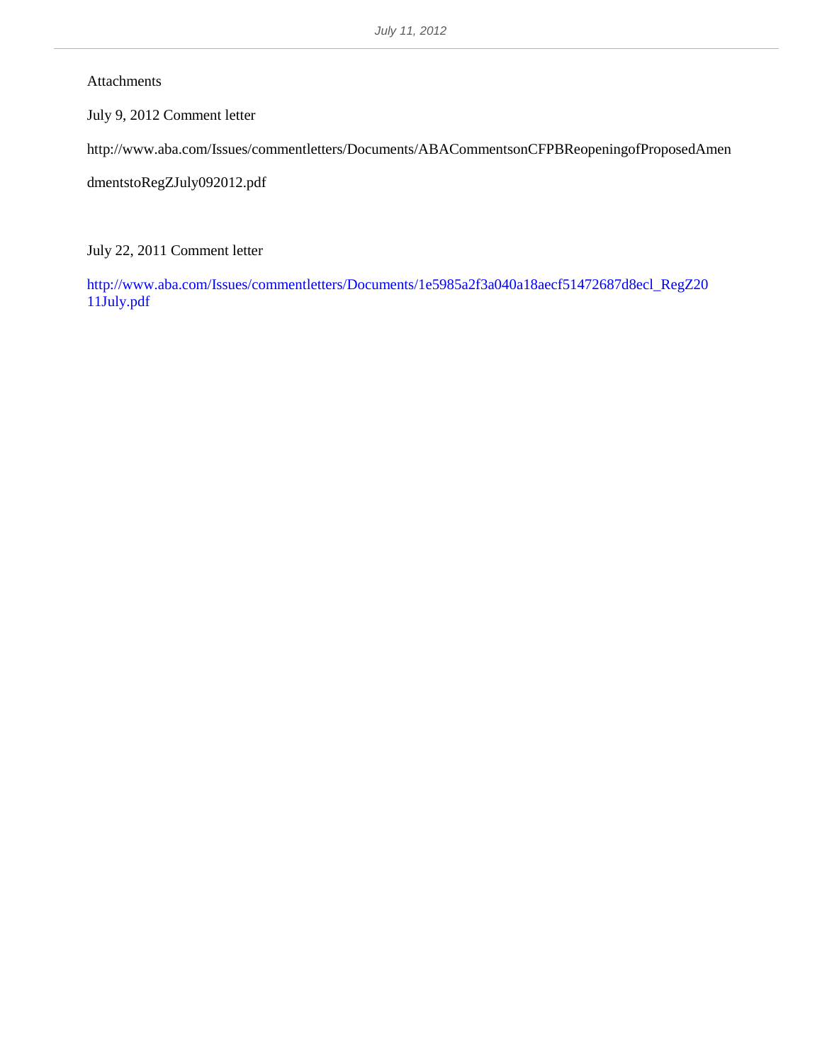Attachments

July 9, 2012 Comment letter

http://www.aba.com/Issues/commentletters/Documents/ABACommentsonCFPBReopeningofProposedAmen

dmentstoRegZJuly092012.pdf

July 22, 2011 Comment letter

http://www.aba.com/Issues/commentletters/Documents/1e5985a2f3a040a18aecf51472687d8ecl_RegZ20
11July.pdf